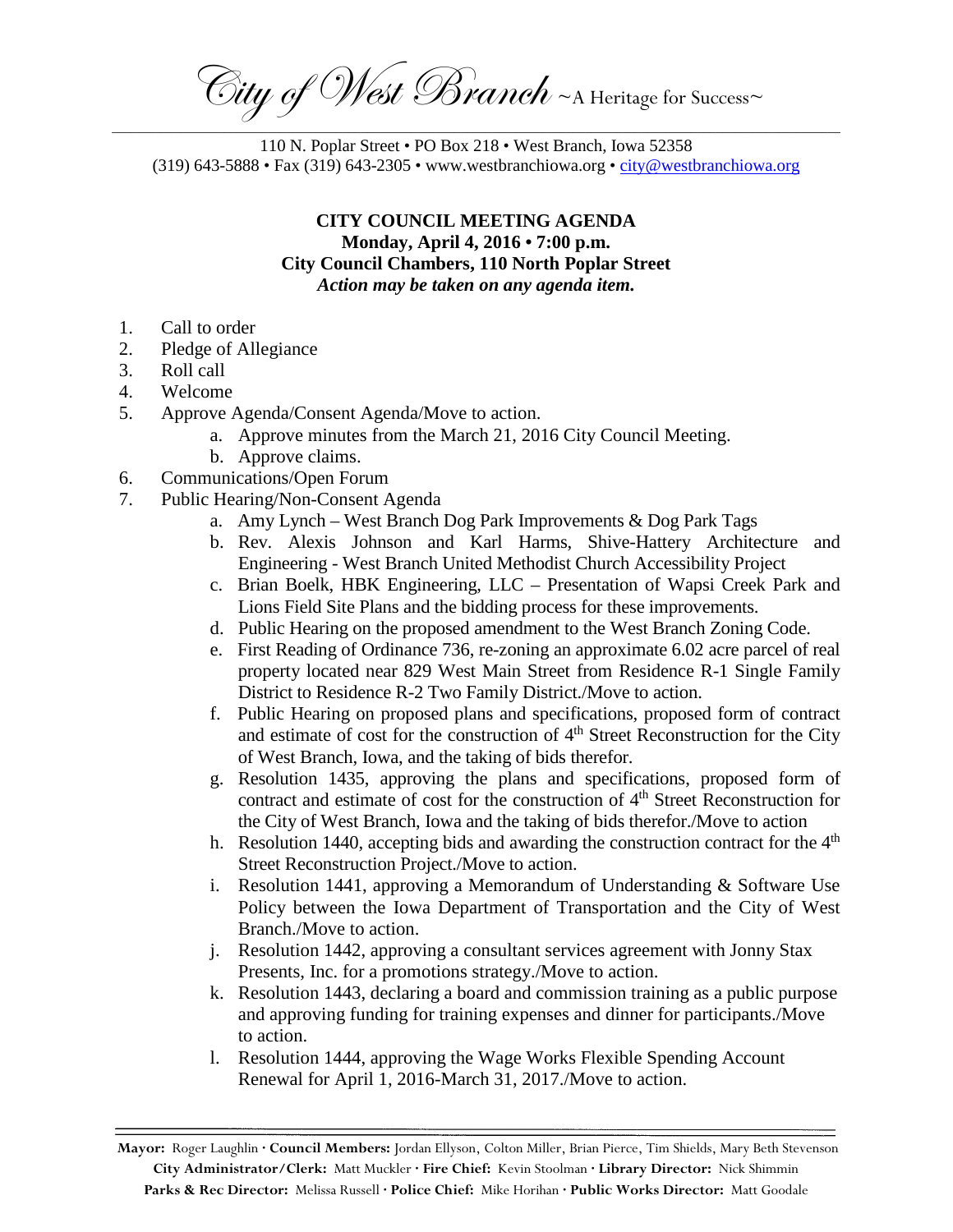*City of West Branch* ~A Heritage for Success~

110 N. Poplar Street • PO Box 218 • West Branch, Iowa 52358
(319) 643-5888 • Fax (319) 643-2305 • www.westbranchiowa.org • city@westbranchiowa.org

**CITY COUNCIL MEETING AGENDA**
**Monday, April 4, 2016 • 7:00 p.m.**
**City Council Chambers, 110 North Poplar Street**
***Action may be taken on any agenda item.***

1. Call to order
2. Pledge of Allegiance
3. Roll call
4. Welcome
5. Approve Agenda/Consent Agenda/Move to action.
   a. Approve minutes from the March 21, 2016 City Council Meeting.
   b. Approve claims.
6. Communications/Open Forum
7. Public Hearing/Non-Consent Agenda
   a. Amy Lynch – West Branch Dog Park Improvements & Dog Park Tags
   b. Rev. Alexis Johnson and Karl Harms, Shive-Hattery Architecture and Engineering - West Branch United Methodist Church Accessibility Project
   c. Brian Boelk, HBK Engineering, LLC – Presentation of Wapsi Creek Park and Lions Field Site Plans and the bidding process for these improvements.
   d. Public Hearing on the proposed amendment to the West Branch Zoning Code.
   e. First Reading of Ordinance 736, re-zoning an approximate 6.02 acre parcel of real property located near 829 West Main Street from Residence R-1 Single Family District to Residence R-2 Two Family District./Move to action.
   f. Public Hearing on proposed plans and specifications, proposed form of contract and estimate of cost for the construction of 4th Street Reconstruction for the City of West Branch, Iowa, and the taking of bids therefor.
   g. Resolution 1435, approving the plans and specifications, proposed form of contract and estimate of cost for the construction of 4th Street Reconstruction for the City of West Branch, Iowa and the taking of bids therefor./Move to action
   h. Resolution 1440, accepting bids and awarding the construction contract for the 4th Street Reconstruction Project./Move to action.
   i. Resolution 1441, approving a Memorandum of Understanding & Software Use Policy between the Iowa Department of Transportation and the City of West Branch./Move to action.
   j. Resolution 1442, approving a consultant services agreement with Jonny Stax Presents, Inc. for a promotions strategy./Move to action.
   k. Resolution 1443, declaring a board and commission training as a public purpose and approving funding for training expenses and dinner for participants./Move to action.
   l. Resolution 1444, approving the Wage Works Flexible Spending Account Renewal for April 1, 2016-March 31, 2017./Move to action.

**Mayor:** Roger Laughlin · **Council Members:** Jordan Ellyson, Colton Miller, Brian Pierce, Tim Shields, Mary Beth Stevenson
**City Administrator/Clerk:** Matt Muckler · **Fire Chief:** Kevin Stoolman · **Library Director:** Nick Shimmin
**Parks & Rec Director:** Melissa Russell · **Police Chief:** Mike Horihan · **Public Works Director:** Matt Goodale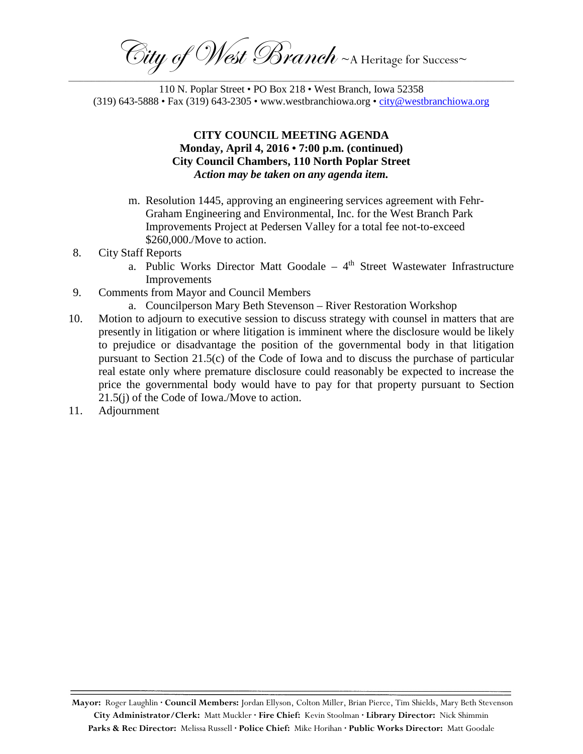City of West Branch ~A Heritage for Success~

110 N. Poplar Street • PO Box 218 • West Branch, Iowa 52358
(319) 643-5888 • Fax (319) 643-2305 • www.westbranchiowa.org • city@westbranchiowa.org

**CITY COUNCIL MEETING AGENDA**
**Monday, April 4, 2016 • 7:00 p.m. (continued)**
**City Council Chambers, 110 North Poplar Street**
***Action may be taken on any agenda item.***

   m. Resolution 1445, approving an engineering services agreement with Fehr-Graham Engineering and Environmental, Inc. for the West Branch Park Improvements Project at Pedersen Valley for a total fee not-to-exceed $260,000./Move to action.

8. City Staff Reports
   a. Public Works Director Matt Goodale – 4th Street Wastewater Infrastructure Improvements
9. Comments from Mayor and Council Members
   a. Councilperson Mary Beth Stevenson – River Restoration Workshop
10. Motion to adjourn to executive session to discuss strategy with counsel in matters that are presently in litigation or where litigation is imminent where the disclosure would be likely to prejudice or disadvantage the position of the governmental body in that litigation pursuant to Section 21.5(c) of the Code of Iowa and to discuss the purchase of particular real estate only where premature disclosure could reasonably be expected to increase the price the governmental body would have to pay for that property pursuant to Section 21.5(j) of the Code of Iowa./Move to action.
11. Adjournment

**Mayor:** Roger Laughlin · **Council Members:** Jordan Ellyson, Colton Miller, Brian Pierce, Tim Shields, Mary Beth Stevenson
**City Administrator/Clerk:** Matt Muckler · **Fire Chief:** Kevin Stoolman · **Library Director:** Nick Shimmin
**Parks & Rec Director:** Melissa Russell · **Police Chief:** Mike Horihan · **Public Works Director:** Matt Goodale